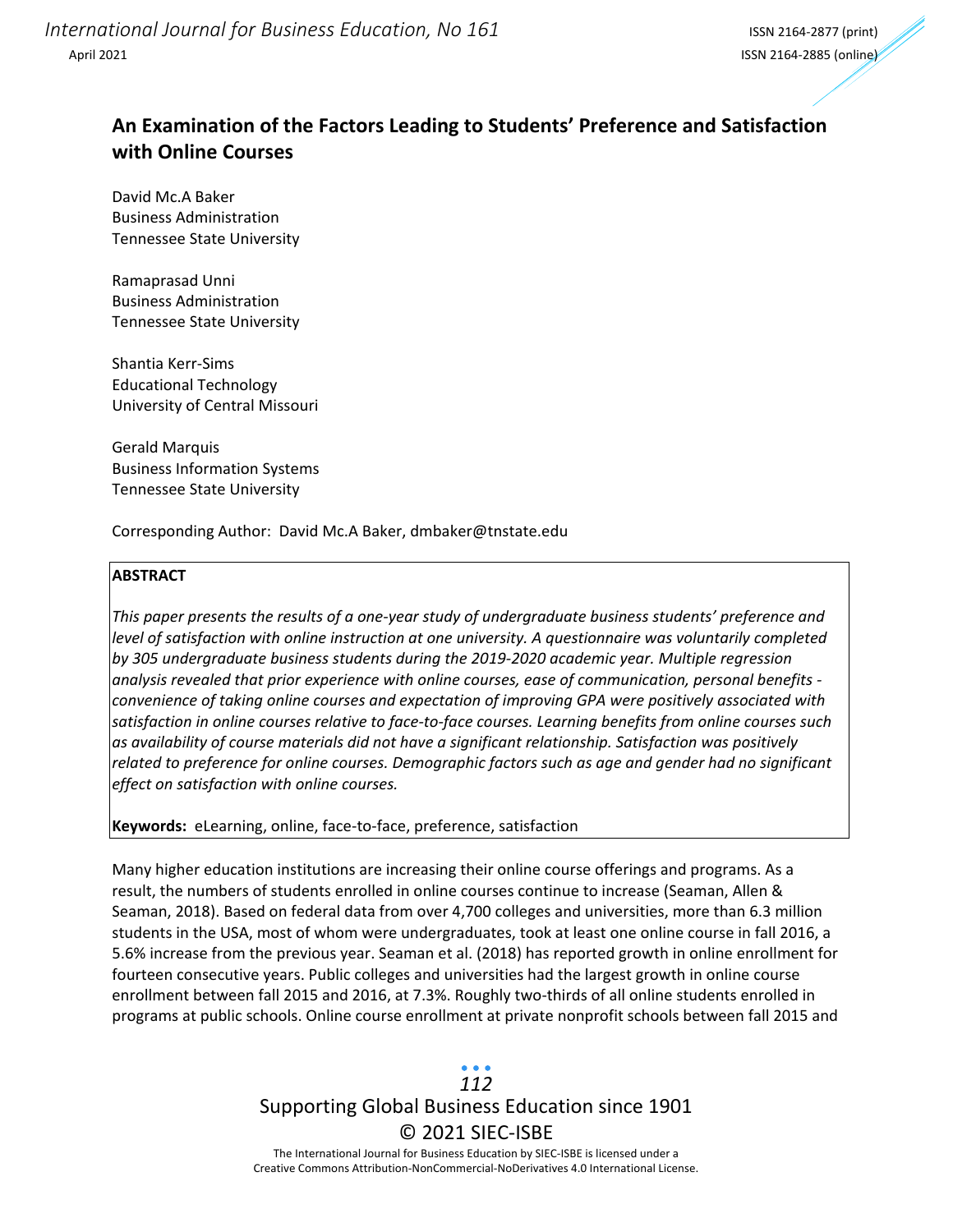# An Examination of the Factors Leading to Students' Preference and Satisfaction with Online Courses

David Mc.A Baker
Business Administration
Tennessee State University

Ramaprasad Unni
Business Administration
Tennessee State University

Shantia Kerr-Sims
Educational Technology
University of Central Missouri

Gerald Marquis
Business Information Systems
Tennessee State University

Corresponding Author: David Mc.A Baker, dmbaker@tnstate.edu

**ABSTRACT**

*This paper presents the results of a one-year study of undergraduate business students' preference and level of satisfaction with online instruction at one university. A questionnaire was voluntarily completed by 305 undergraduate business students during the 2019-2020 academic year. Multiple regression analysis revealed that prior experience with online courses, ease of communication, personal benefits - convenience of taking online courses and expectation of improving GPA were positively associated with satisfaction in online courses relative to face-to-face courses. Learning benefits from online courses such as availability of course materials did not have a significant relationship. Satisfaction was positively related to preference for online courses. Demographic factors such as age and gender had no significant effect on satisfaction with online courses.*

**Keywords:** eLearning, online, face-to-face, preference, satisfaction

Many higher education institutions are increasing their online course offerings and programs. As a result, the numbers of students enrolled in online courses continue to increase (Seaman, Allen & Seaman, 2018). Based on federal data from over 4,700 colleges and universities, more than 6.3 million students in the USA, most of whom were undergraduates, took at least one online course in fall 2016, a 5.6% increase from the previous year. Seaman et al. (2018) has reported growth in online enrollment for fourteen consecutive years. Public colleges and universities had the largest growth in online course enrollment between fall 2015 and 2016, at 7.3%. Roughly two-thirds of all online students enrolled in programs at public schools. Online course enrollment at private nonprofit schools between fall 2015 and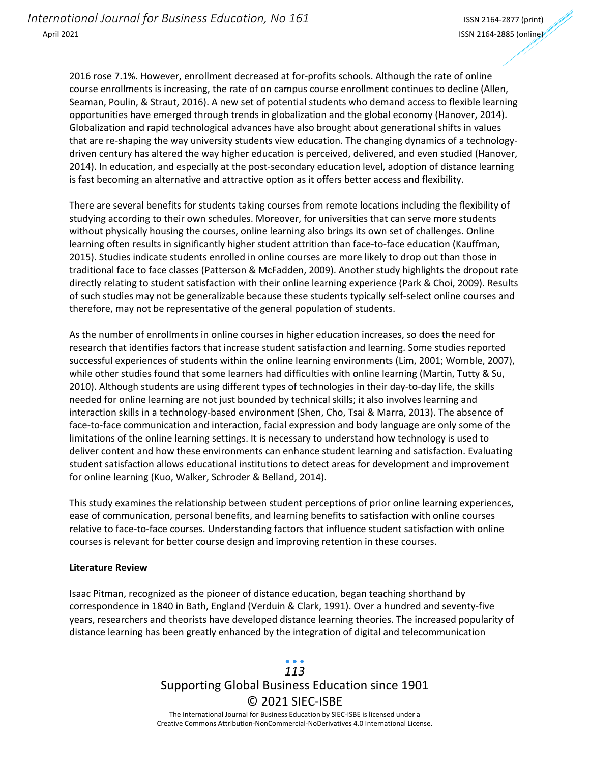2016 rose 7.1%. However, enrollment decreased at for-profits schools. Although the rate of online course enrollments is increasing, the rate of on campus course enrollment continues to decline (Allen, Seaman, Poulin, & Straut, 2016). A new set of potential students who demand access to flexible learning opportunities have emerged through trends in globalization and the global economy (Hanover, 2014). Globalization and rapid technological advances have also brought about generational shifts in values that are re-shaping the way university students view education. The changing dynamics of a technology-driven century has altered the way higher education is perceived, delivered, and even studied (Hanover, 2014). In education, and especially at the post-secondary education level, adoption of distance learning is fast becoming an alternative and attractive option as it offers better access and flexibility.

There are several benefits for students taking courses from remote locations including the flexibility of studying according to their own schedules. Moreover, for universities that can serve more students without physically housing the courses, online learning also brings its own set of challenges. Online learning often results in significantly higher student attrition than face-to-face education (Kauffman, 2015). Studies indicate students enrolled in online courses are more likely to drop out than those in traditional face to face classes (Patterson & McFadden, 2009). Another study highlights the dropout rate directly relating to student satisfaction with their online learning experience (Park & Choi, 2009). Results of such studies may not be generalizable because these students typically self-select online courses and therefore, may not be representative of the general population of students.

As the number of enrollments in online courses in higher education increases, so does the need for research that identifies factors that increase student satisfaction and learning. Some studies reported successful experiences of students within the online learning environments (Lim, 2001; Womble, 2007), while other studies found that some learners had difficulties with online learning (Martin, Tutty & Su, 2010). Although students are using different types of technologies in their day-to-day life, the skills needed for online learning are not just bounded by technical skills; it also involves learning and interaction skills in a technology-based environment (Shen, Cho, Tsai & Marra, 2013). The absence of face-to-face communication and interaction, facial expression and body language are only some of the limitations of the online learning settings. It is necessary to understand how technology is used to deliver content and how these environments can enhance student learning and satisfaction. Evaluating student satisfaction allows educational institutions to detect areas for development and improvement for online learning (Kuo, Walker, Schroder & Belland, 2014).

This study examines the relationship between student perceptions of prior online learning experiences, ease of communication, personal benefits, and learning benefits to satisfaction with online courses relative to face-to-face courses. Understanding factors that influence student satisfaction with online courses is relevant for better course design and improving retention in these courses.

**Literature Review**

Isaac Pitman, recognized as the pioneer of distance education, began teaching shorthand by correspondence in 1840 in Bath, England (Verduin & Clark, 1991). Over a hundred and seventy-five years, researchers and theorists have developed distance learning theories. The increased popularity of distance learning has been greatly enhanced by the integration of digital and telecommunication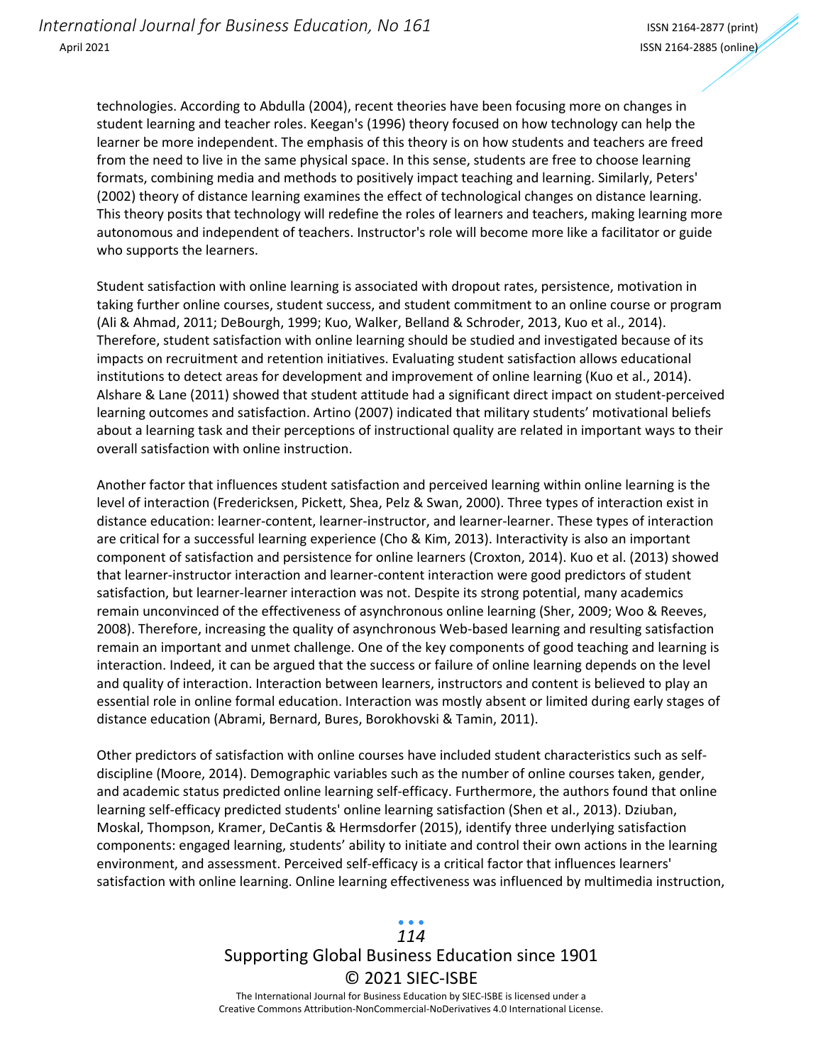technologies. According to Abdulla (2004), recent theories have been focusing more on changes in student learning and teacher roles. Keegan's (1996) theory focused on how technology can help the learner be more independent. The emphasis of this theory is on how students and teachers are freed from the need to live in the same physical space. In this sense, students are free to choose learning formats, combining media and methods to positively impact teaching and learning. Similarly, Peters' (2002) theory of distance learning examines the effect of technological changes on distance learning. This theory posits that technology will redefine the roles of learners and teachers, making learning more autonomous and independent of teachers. Instructor's role will become more like a facilitator or guide who supports the learners.

Student satisfaction with online learning is associated with dropout rates, persistence, motivation in taking further online courses, student success, and student commitment to an online course or program (Ali & Ahmad, 2011; DeBourgh, 1999; Kuo, Walker, Belland & Schroder, 2013, Kuo et al., 2014). Therefore, student satisfaction with online learning should be studied and investigated because of its impacts on recruitment and retention initiatives. Evaluating student satisfaction allows educational institutions to detect areas for development and improvement of online learning (Kuo et al., 2014). Alshare & Lane (2011) showed that student attitude had a significant direct impact on student-perceived learning outcomes and satisfaction. Artino (2007) indicated that military students' motivational beliefs about a learning task and their perceptions of instructional quality are related in important ways to their overall satisfaction with online instruction.

Another factor that influences student satisfaction and perceived learning within online learning is the level of interaction (Fredericksen, Pickett, Shea, Pelz & Swan, 2000). Three types of interaction exist in distance education: learner-content, learner-instructor, and learner-learner. These types of interaction are critical for a successful learning experience (Cho & Kim, 2013). Interactivity is also an important component of satisfaction and persistence for online learners (Croxton, 2014). Kuo et al. (2013) showed that learner-instructor interaction and learner-content interaction were good predictors of student satisfaction, but learner-learner interaction was not. Despite its strong potential, many academics remain unconvinced of the effectiveness of asynchronous online learning (Sher, 2009; Woo & Reeves, 2008). Therefore, increasing the quality of asynchronous Web-based learning and resulting satisfaction remain an important and unmet challenge. One of the key components of good teaching and learning is interaction. Indeed, it can be argued that the success or failure of online learning depends on the level and quality of interaction. Interaction between learners, instructors and content is believed to play an essential role in online formal education. Interaction was mostly absent or limited during early stages of distance education (Abrami, Bernard, Bures, Borokhovski & Tamin, 2011).

Other predictors of satisfaction with online courses have included student characteristics such as self-discipline (Moore, 2014). Demographic variables such as the number of online courses taken, gender, and academic status predicted online learning self-efficacy. Furthermore, the authors found that online learning self-efficacy predicted students' online learning satisfaction (Shen et al., 2013). Dziuban, Moskal, Thompson, Kramer, DeCantis & Hermsdorfer (2015), identify three underlying satisfaction components: engaged learning, students' ability to initiate and control their own actions in the learning environment, and assessment. Perceived self-efficacy is a critical factor that influences learners' satisfaction with online learning. Online learning effectiveness was influenced by multimedia instruction,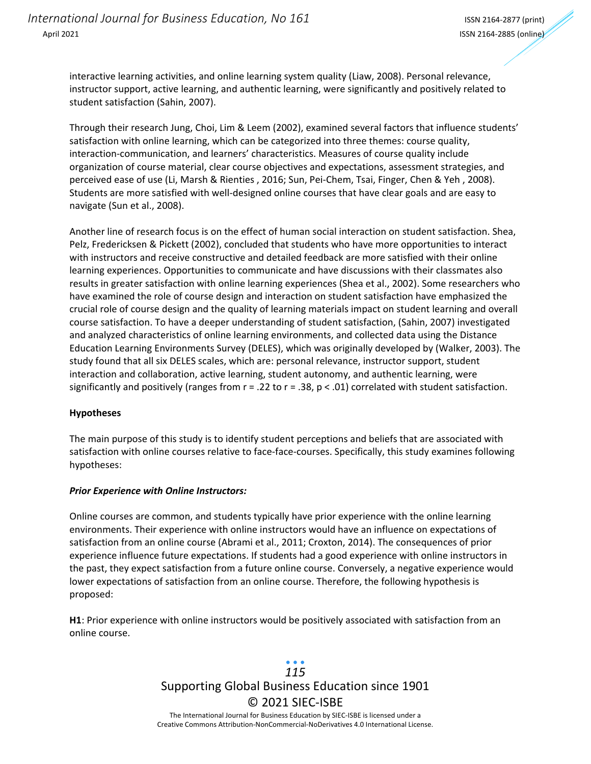interactive learning activities, and online learning system quality (Liaw, 2008). Personal relevance, instructor support, active learning, and authentic learning, were significantly and positively related to student satisfaction (Sahin, 2007).

Through their research Jung, Choi, Lim & Leem (2002), examined several factors that influence students' satisfaction with online learning, which can be categorized into three themes: course quality, interaction-communication, and learners' characteristics. Measures of course quality include organization of course material, clear course objectives and expectations, assessment strategies, and perceived ease of use (Li, Marsh & Rienties , 2016; Sun, Pei-Chem, Tsai, Finger, Chen & Yeh , 2008). Students are more satisfied with well-designed online courses that have clear goals and are easy to navigate (Sun et al., 2008).

Another line of research focus is on the effect of human social interaction on student satisfaction. Shea, Pelz, Fredericksen & Pickett (2002), concluded that students who have more opportunities to interact with instructors and receive constructive and detailed feedback are more satisfied with their online learning experiences. Opportunities to communicate and have discussions with their classmates also results in greater satisfaction with online learning experiences (Shea et al., 2002). Some researchers who have examined the role of course design and interaction on student satisfaction have emphasized the crucial role of course design and the quality of learning materials impact on student learning and overall course satisfaction. To have a deeper understanding of student satisfaction, (Sahin, 2007) investigated and analyzed characteristics of online learning environments, and collected data using the Distance Education Learning Environments Survey (DELES), which was originally developed by (Walker, 2003). The study found that all six DELES scales, which are: personal relevance, instructor support, student interaction and collaboration, active learning, student autonomy, and authentic learning, were significantly and positively (ranges from $r = .22$ to $r = .38$, $p < .01$) correlated with student satisfaction.

**Hypotheses**

The main purpose of this study is to identify student perceptions and beliefs that are associated with satisfaction with online courses relative to face-face-courses. Specifically, this study examines following hypotheses:

***Prior Experience with Online Instructors:***

Online courses are common, and students typically have prior experience with the online learning environments. Their experience with online instructors would have an influence on expectations of satisfaction from an online course (Abrami et al., 2011; Croxton, 2014). The consequences of prior experience influence future expectations. If students had a good experience with online instructors in the past, they expect satisfaction from a future online course. Conversely, a negative experience would lower expectations of satisfaction from an online course. Therefore, the following hypothesis is proposed:

**H1**: Prior experience with online instructors would be positively associated with satisfaction from an online course.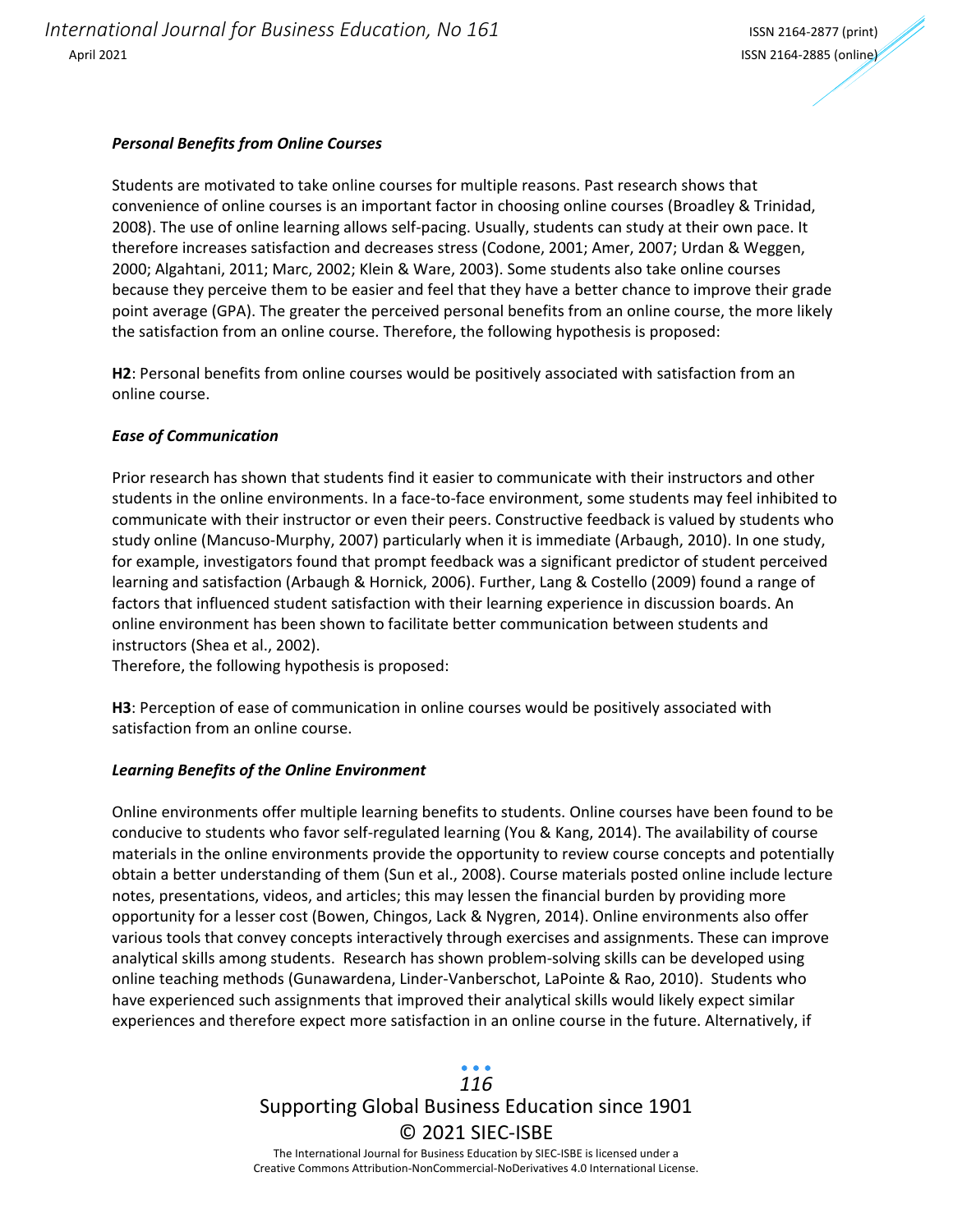### *Personal Benefits from Online Courses*

Students are motivated to take online courses for multiple reasons. Past research shows that convenience of online courses is an important factor in choosing online courses (Broadley & Trinidad, 2008). The use of online learning allows self-pacing. Usually, students can study at their own pace. It therefore increases satisfaction and decreases stress (Codone, 2001; Amer, 2007; Urdan & Weggen, 2000; Algahtani, 2011; Marc, 2002; Klein & Ware, 2003). Some students also take online courses because they perceive them to be easier and feel that they have a better chance to improve their grade point average (GPA). The greater the perceived personal benefits from an online course, the more likely the satisfaction from an online course. Therefore, the following hypothesis is proposed:

**H2**: Personal benefits from online courses would be positively associated with satisfaction from an online course.

### *Ease of Communication*

Prior research has shown that students find it easier to communicate with their instructors and other students in the online environments. In a face-to-face environment, some students may feel inhibited to communicate with their instructor or even their peers. Constructive feedback is valued by students who study online (Mancuso-Murphy, 2007) particularly when it is immediate (Arbaugh, 2010). In one study, for example, investigators found that prompt feedback was a significant predictor of student perceived learning and satisfaction (Arbaugh & Hornick, 2006). Further, Lang & Costello (2009) found a range of factors that influenced student satisfaction with their learning experience in discussion boards. An online environment has been shown to facilitate better communication between students and instructors (Shea et al., 2002).
Therefore, the following hypothesis is proposed:

**H3**: Perception of ease of communication in online courses would be positively associated with satisfaction from an online course.

### *Learning Benefits of the Online Environment*

Online environments offer multiple learning benefits to students. Online courses have been found to be conducive to students who favor self-regulated learning (You & Kang, 2014). The availability of course materials in the online environments provide the opportunity to review course concepts and potentially obtain a better understanding of them (Sun et al., 2008). Course materials posted online include lecture notes, presentations, videos, and articles; this may lessen the financial burden by providing more opportunity for a lesser cost (Bowen, Chingos, Lack & Nygren, 2014). Online environments also offer various tools that convey concepts interactively through exercises and assignments. These can improve analytical skills among students. Research has shown problem-solving skills can be developed using online teaching methods (Gunawardena, Linder-Vanberschot, LaPointe & Rao, 2010). Students who have experienced such assignments that improved their analytical skills would likely expect similar experiences and therefore expect more satisfaction in an online course in the future. Alternatively, if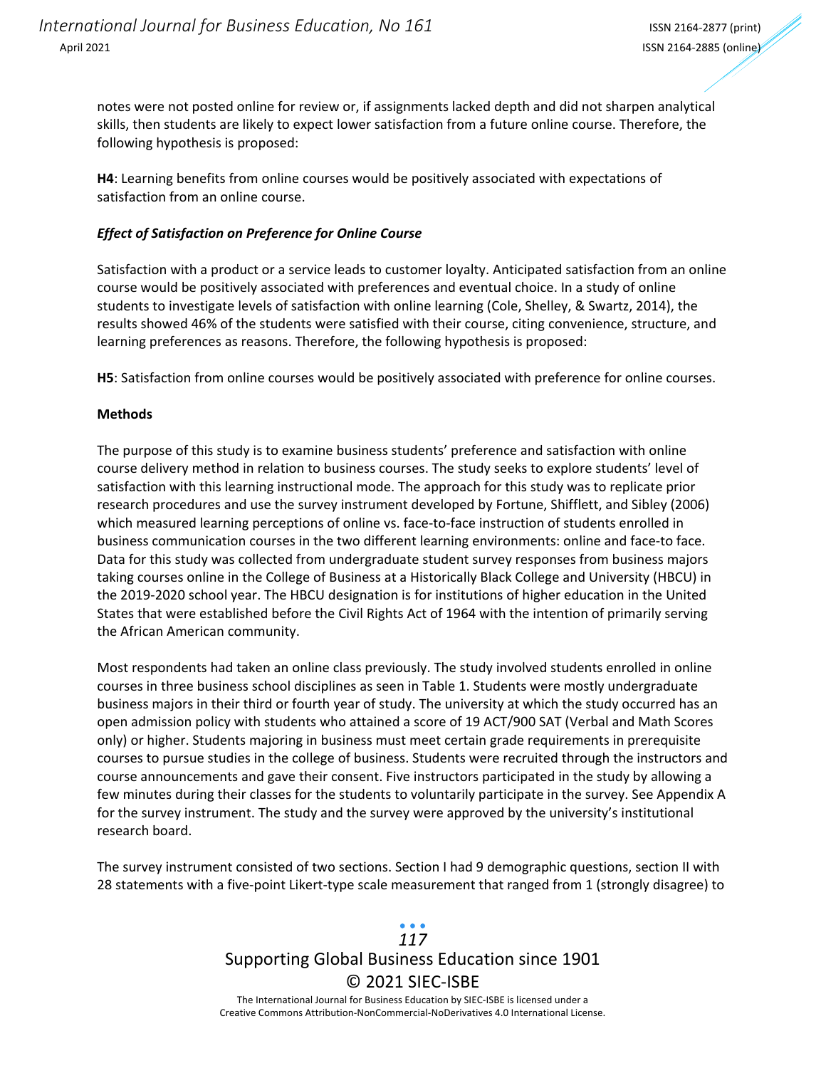notes were not posted online for review or, if assignments lacked depth and did not sharpen analytical skills, then students are likely to expect lower satisfaction from a future online course. Therefore, the following hypothesis is proposed:

**H4**: Learning benefits from online courses would be positively associated with expectations of satisfaction from an online course.

### *Effect of Satisfaction on Preference for Online Course*

Satisfaction with a product or a service leads to customer loyalty. Anticipated satisfaction from an online course would be positively associated with preferences and eventual choice. In a study of online students to investigate levels of satisfaction with online learning (Cole, Shelley, & Swartz, 2014), the results showed 46% of the students were satisfied with their course, citing convenience, structure, and learning preferences as reasons. Therefore, the following hypothesis is proposed:

**H5**: Satisfaction from online courses would be positively associated with preference for online courses.

## Methods

The purpose of this study is to examine business students' preference and satisfaction with online course delivery method in relation to business courses. The study seeks to explore students' level of satisfaction with this learning instructional mode. The approach for this study was to replicate prior research procedures and use the survey instrument developed by Fortune, Shifflett, and Sibley (2006) which measured learning perceptions of online vs. face-to-face instruction of students enrolled in business communication courses in the two different learning environments: online and face-to face. Data for this study was collected from undergraduate student survey responses from business majors taking courses online in the College of Business at a Historically Black College and University (HBCU) in the 2019-2020 school year. The HBCU designation is for institutions of higher education in the United States that were established before the Civil Rights Act of 1964 with the intention of primarily serving the African American community.

Most respondents had taken an online class previously. The study involved students enrolled in online courses in three business school disciplines as seen in Table 1. Students were mostly undergraduate business majors in their third or fourth year of study. The university at which the study occurred has an open admission policy with students who attained a score of 19 ACT/900 SAT (Verbal and Math Scores only) or higher. Students majoring in business must meet certain grade requirements in prerequisite courses to pursue studies in the college of business. Students were recruited through the instructors and course announcements and gave their consent. Five instructors participated in the study by allowing a few minutes during their classes for the students to voluntarily participate in the survey. See Appendix A for the survey instrument. The study and the survey were approved by the university's institutional research board.

The survey instrument consisted of two sections. Section I had 9 demographic questions, section II with 28 statements with a five-point Likert-type scale measurement that ranged from 1 (strongly disagree) to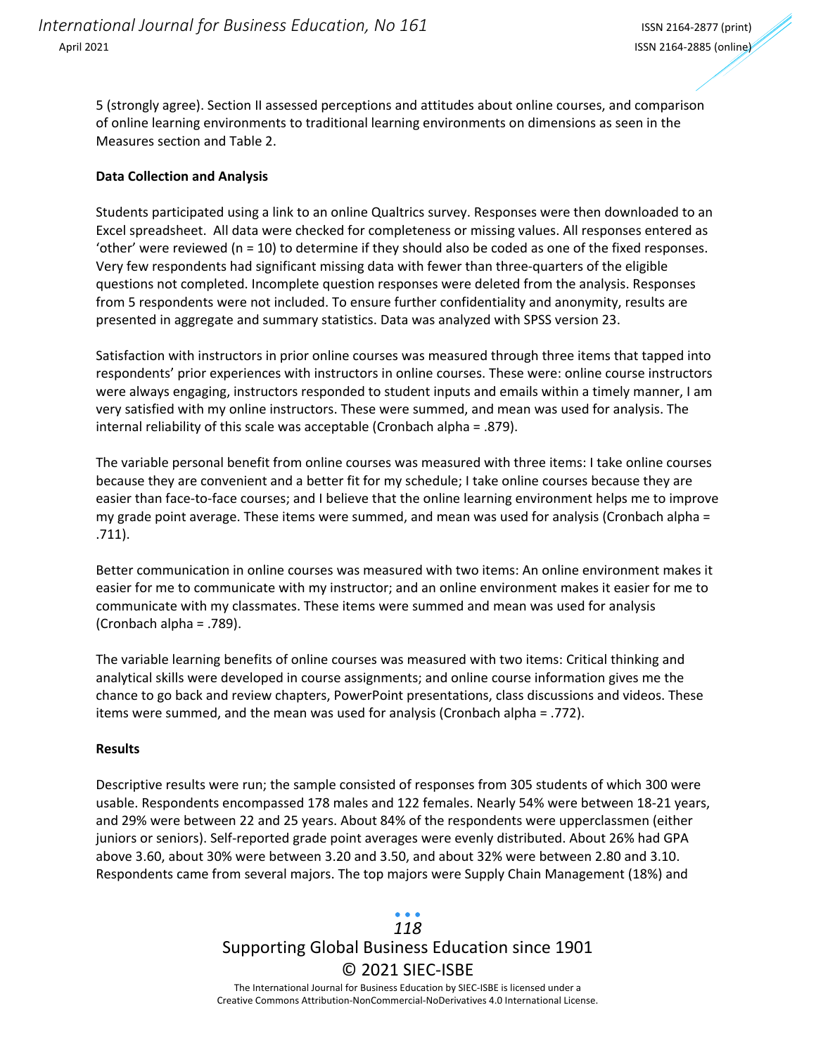5 (strongly agree). Section II assessed perceptions and attitudes about online courses, and comparison of online learning environments to traditional learning environments on dimensions as seen in the Measures section and Table 2.

**Data Collection and Analysis**

Students participated using a link to an online Qualtrics survey. Responses were then downloaded to an Excel spreadsheet. All data were checked for completeness or missing values. All responses entered as 'other' were reviewed (n = 10) to determine if they should also be coded as one of the fixed responses. Very few respondents had significant missing data with fewer than three-quarters of the eligible questions not completed. Incomplete question responses were deleted from the analysis. Responses from 5 respondents were not included. To ensure further confidentiality and anonymity, results are presented in aggregate and summary statistics. Data was analyzed with SPSS version 23.

Satisfaction with instructors in prior online courses was measured through three items that tapped into respondents' prior experiences with instructors in online courses. These were: online course instructors were always engaging, instructors responded to student inputs and emails within a timely manner, I am very satisfied with my online instructors. These were summed, and mean was used for analysis. The internal reliability of this scale was acceptable (Cronbach alpha = .879).

The variable personal benefit from online courses was measured with three items: I take online courses because they are convenient and a better fit for my schedule; I take online courses because they are easier than face-to-face courses; and I believe that the online learning environment helps me to improve my grade point average. These items were summed, and mean was used for analysis (Cronbach alpha = .711).

Better communication in online courses was measured with two items: An online environment makes it easier for me to communicate with my instructor; and an online environment makes it easier for me to communicate with my classmates. These items were summed and mean was used for analysis (Cronbach alpha = .789).

The variable learning benefits of online courses was measured with two items: Critical thinking and analytical skills were developed in course assignments; and online course information gives me the chance to go back and review chapters, PowerPoint presentations, class discussions and videos. These items were summed, and the mean was used for analysis (Cronbach alpha = .772).

**Results**

Descriptive results were run; the sample consisted of responses from 305 students of which 300 were usable. Respondents encompassed 178 males and 122 females. Nearly 54% were between 18-21 years, and 29% were between 22 and 25 years. About 84% of the respondents were upperclassmen (either juniors or seniors). Self-reported grade point averages were evenly distributed. About 26% had GPA above 3.60, about 30% were between 3.20 and 3.50, and about 32% were between 2.80 and 3.10. Respondents came from several majors. The top majors were Supply Chain Management (18%) and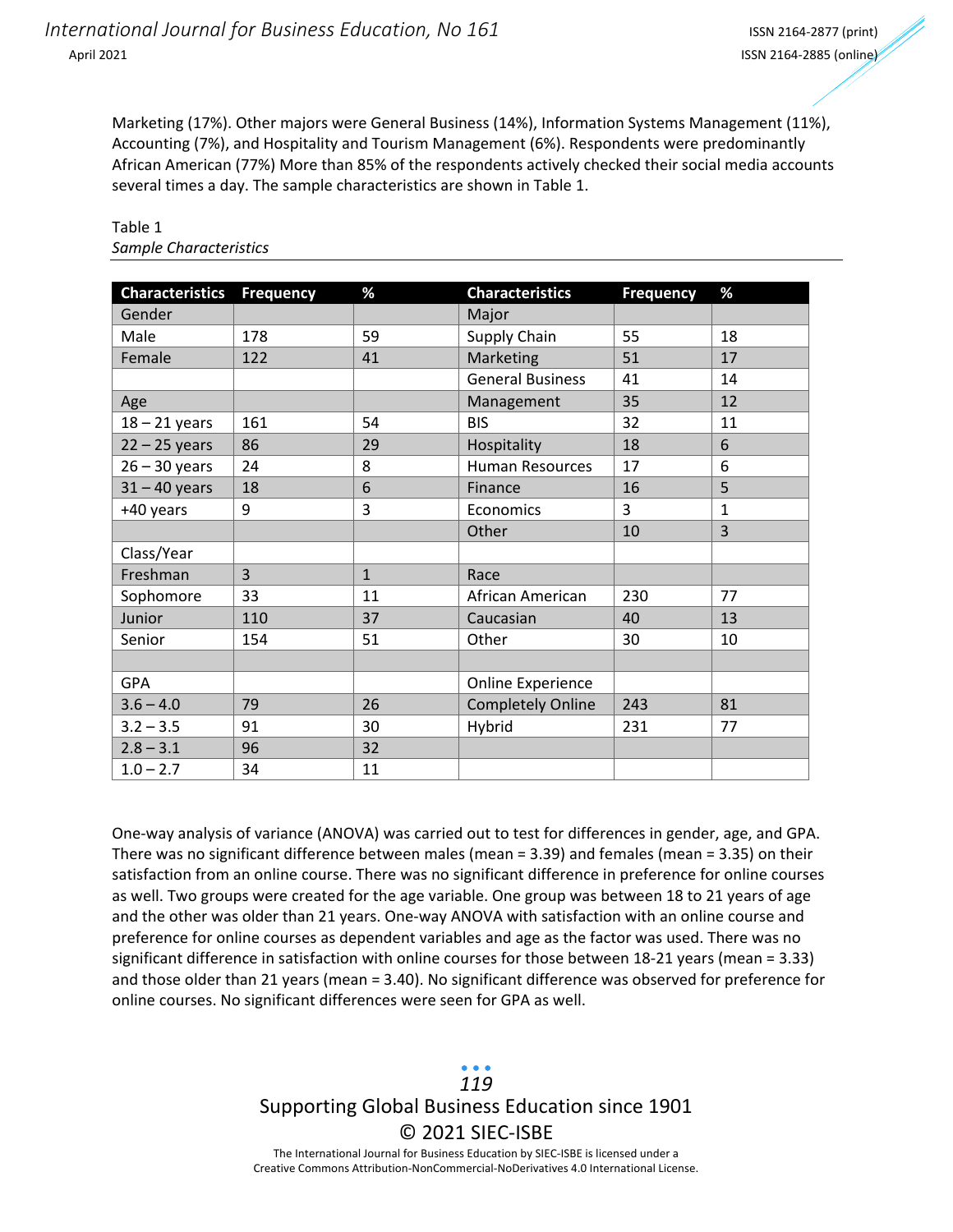Marketing (17%). Other majors were General Business (14%), Information Systems Management (11%), Accounting (7%), and Hospitality and Tourism Management (6%). Respondents were predominantly African American (77%) More than 85% of the respondents actively checked their social media accounts several times a day. The sample characteristics are shown in Table 1.

Table 1
*Sample Characteristics*

| Characteristics | Frequency | % | Characteristics | Frequency | % |
|---|---|---|---|---|---|
| Gender | | | Major | | |
| Male | 178 | 59 | Supply Chain | 55 | 18 |
| Female | 122 | 41 | Marketing | 51 | 17 |
| | | | General Business | 41 | 14 |
| Age | | | Management | 35 | 12 |
| 18 – 21 years | 161 | 54 | BIS | 32 | 11 |
| 22 – 25 years | 86 | 29 | Hospitality | 18 | 6 |
| 26 – 30 years | 24 | 8 | Human Resources | 17 | 6 |
| 31 – 40 years | 18 | 6 | Finance | 16 | 5 |
| +40 years | 9 | 3 | Economics | 3 | 1 |
| | | | Other | 10 | 3 |
| Class/Year | | | | | |
| Freshman | 3 | 1 | Race | | |
| Sophomore | 33 | 11 | African American | 230 | 77 |
| Junior | 110 | 37 | Caucasian | 40 | 13 |
| Senior | 154 | 51 | Other | 30 | 10 |
| | | | | | |
| GPA | | | Online Experience | | |
| 3.6 – 4.0 | 79 | 26 | Completely Online | 243 | 81 |
| 3.2 – 3.5 | 91 | 30 | Hybrid | 231 | 77 |
| 2.8 – 3.1 | 96 | 32 | | | |
| 1.0 – 2.7 | 34 | 11 | | | |

One-way analysis of variance (ANOVA) was carried out to test for differences in gender, age, and GPA. There was no significant difference between males (mean = 3.39) and females (mean = 3.35) on their satisfaction from an online course. There was no significant difference in preference for online courses as well. Two groups were created for the age variable. One group was between 18 to 21 years of age and the other was older than 21 years. One-way ANOVA with satisfaction with an online course and preference for online courses as dependent variables and age as the factor was used. There was no significant difference in satisfaction with online courses for those between 18-21 years (mean = 3.33) and those older than 21 years (mean = 3.40). No significant difference was observed for preference for online courses. No significant differences were seen for GPA as well.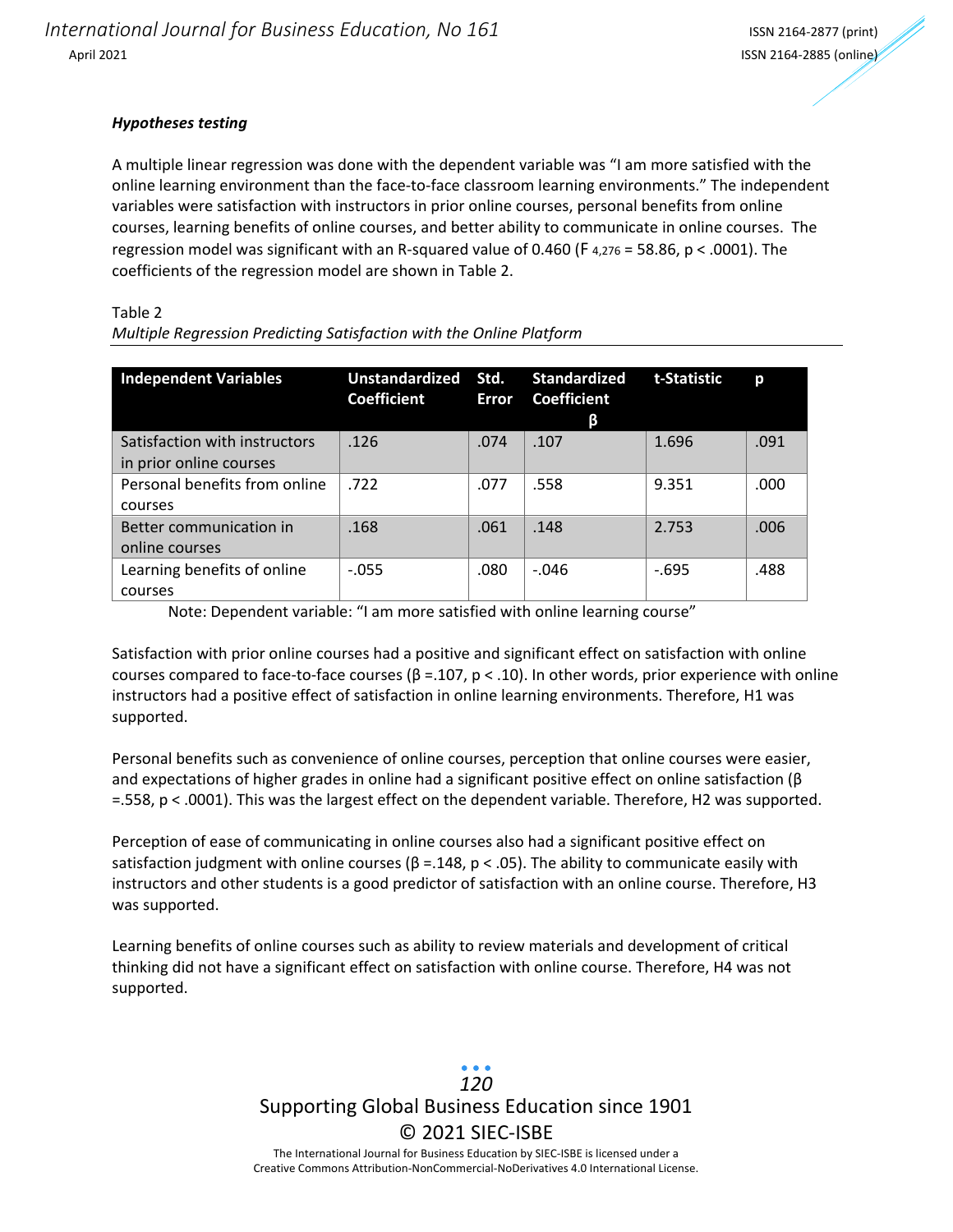***Hypotheses testing***

A multiple linear regression was done with the dependent variable was "I am more satisfied with the online learning environment than the face-to-face classroom learning environments." The independent variables were satisfaction with instructors in prior online courses, personal benefits from online courses, learning benefits of online courses, and better ability to communicate in online courses. The regression model was significant with an R-squared value of 0.460 ($F_{4,276} = 58.86$, $p < .0001$). The coefficients of the regression model are shown in Table 2.

Table 2

*Multiple Regression Predicting Satisfaction with the Online Platform*

| Independent Variables | Unstandardized Coefficient | Std. Error | Standardized Coefficient β | t-Statistic | p |
|---|---|---|---|---|---|
| Satisfaction with instructors in prior online courses | .126 | .074 | .107 | 1.696 | .091 |
| Personal benefits from online courses | .722 | .077 | .558 | 9.351 | .000 |
| Better communication in online courses | .168 | .061 | .148 | 2.753 | .006 |
| Learning benefits of online courses | -.055 | .080 | -.046 | -.695 | .488 |

Note: Dependent variable: "I am more satisfied with online learning course"

Satisfaction with prior online courses had a positive and significant effect on satisfaction with online courses compared to face-to-face courses ($\beta = .107$, $p < .10$). In other words, prior experience with online instructors had a positive effect of satisfaction in online learning environments. Therefore, H1 was supported.

Personal benefits such as convenience of online courses, perception that online courses were easier, and expectations of higher grades in online had a significant positive effect on online satisfaction ($\beta = .558$, $p < .0001$). This was the largest effect on the dependent variable. Therefore, H2 was supported.

Perception of ease of communicating in online courses also had a significant positive effect on satisfaction judgment with online courses ($\beta = .148$, $p < .05$). The ability to communicate easily with instructors and other students is a good predictor of satisfaction with an online course. Therefore, H3 was supported.

Learning benefits of online courses such as ability to review materials and development of critical thinking did not have a significant effect on satisfaction with online course. Therefore, H4 was not supported.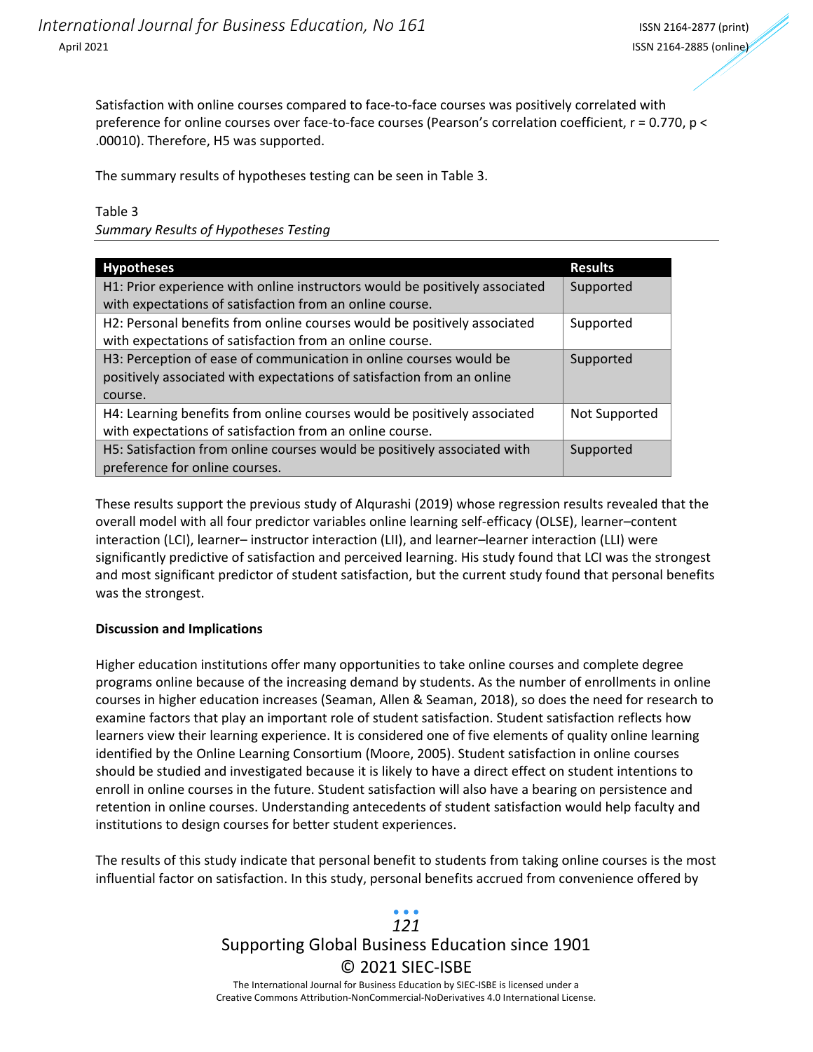Satisfaction with online courses compared to face-to-face courses was positively correlated with preference for online courses over face-to-face courses (Pearson's correlation coefficient, $r = 0.770$, $p < .00010$). Therefore, H5 was supported.

The summary results of hypotheses testing can be seen in Table 3.

Table 3
*Summary Results of Hypotheses Testing*

| Hypotheses | Results |
|---|---|
| H1: Prior experience with online instructors would be positively associated with expectations of satisfaction from an online course. | Supported |
| H2: Personal benefits from online courses would be positively associated with expectations of satisfaction from an online course. | Supported |
| H3: Perception of ease of communication in online courses would be positively associated with expectations of satisfaction from an online course. | Supported |
| H4: Learning benefits from online courses would be positively associated with expectations of satisfaction from an online course. | Not Supported |
| H5: Satisfaction from online courses would be positively associated with preference for online courses. | Supported |

These results support the previous study of Alqurashi (2019) whose regression results revealed that the overall model with all four predictor variables online learning self-efficacy (OLSE), learner–content interaction (LCI), learner– instructor interaction (LII), and learner–learner interaction (LLI) were significantly predictive of satisfaction and perceived learning. His study found that LCI was the strongest and most significant predictor of student satisfaction, but the current study found that personal benefits was the strongest.

**Discussion and Implications**

Higher education institutions offer many opportunities to take online courses and complete degree programs online because of the increasing demand by students. As the number of enrollments in online courses in higher education increases (Seaman, Allen & Seaman, 2018), so does the need for research to examine factors that play an important role of student satisfaction. Student satisfaction reflects how learners view their learning experience. It is considered one of five elements of quality online learning identified by the Online Learning Consortium (Moore, 2005). Student satisfaction in online courses should be studied and investigated because it is likely to have a direct effect on student intentions to enroll in online courses in the future. Student satisfaction will also have a bearing on persistence and retention in online courses. Understanding antecedents of student satisfaction would help faculty and institutions to design courses for better student experiences.

The results of this study indicate that personal benefit to students from taking online courses is the most influential factor on satisfaction. In this study, personal benefits accrued from convenience offered by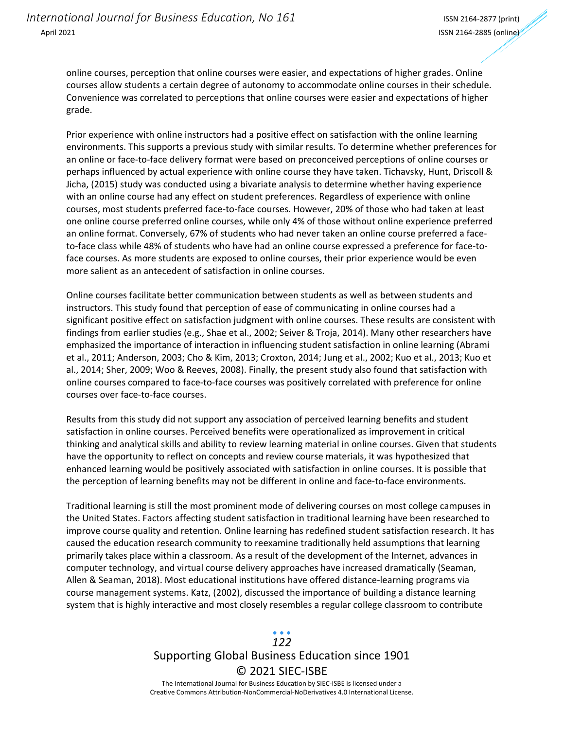online courses, perception that online courses were easier, and expectations of higher grades. Online courses allow students a certain degree of autonomy to accommodate online courses in their schedule. Convenience was correlated to perceptions that online courses were easier and expectations of higher grade.

Prior experience with online instructors had a positive effect on satisfaction with the online learning environments. This supports a previous study with similar results. To determine whether preferences for an online or face-to-face delivery format were based on preconceived perceptions of online courses or perhaps influenced by actual experience with online course they have taken. Tichavsky, Hunt, Driscoll & Jicha, (2015) study was conducted using a bivariate analysis to determine whether having experience with an online course had any effect on student preferences. Regardless of experience with online courses, most students preferred face-to-face courses. However, 20% of those who had taken at least one online course preferred online courses, while only 4% of those without online experience preferred an online format. Conversely, 67% of students who had never taken an online course preferred a face-to-face class while 48% of students who have had an online course expressed a preference for face-to-face courses. As more students are exposed to online courses, their prior experience would be even more salient as an antecedent of satisfaction in online courses.

Online courses facilitate better communication between students as well as between students and instructors. This study found that perception of ease of communicating in online courses had a significant positive effect on satisfaction judgment with online courses. These results are consistent with findings from earlier studies (e.g., Shae et al., 2002; Seiver & Troja, 2014). Many other researchers have emphasized the importance of interaction in influencing student satisfaction in online learning (Abrami et al., 2011; Anderson, 2003; Cho & Kim, 2013; Croxton, 2014; Jung et al., 2002; Kuo et al., 2013; Kuo et al., 2014; Sher, 2009; Woo & Reeves, 2008). Finally, the present study also found that satisfaction with online courses compared to face-to-face courses was positively correlated with preference for online courses over face-to-face courses.

Results from this study did not support any association of perceived learning benefits and student satisfaction in online courses. Perceived benefits were operationalized as improvement in critical thinking and analytical skills and ability to review learning material in online courses. Given that students have the opportunity to reflect on concepts and review course materials, it was hypothesized that enhanced learning would be positively associated with satisfaction in online courses. It is possible that the perception of learning benefits may not be different in online and face-to-face environments.

Traditional learning is still the most prominent mode of delivering courses on most college campuses in the United States. Factors affecting student satisfaction in traditional learning have been researched to improve course quality and retention. Online learning has redefined student satisfaction research. It has caused the education research community to reexamine traditionally held assumptions that learning primarily takes place within a classroom. As a result of the development of the Internet, advances in computer technology, and virtual course delivery approaches have increased dramatically (Seaman, Allen & Seaman, 2018). Most educational institutions have offered distance-learning programs via course management systems. Katz, (2002), discussed the importance of building a distance learning system that is highly interactive and most closely resembles a regular college classroom to contribute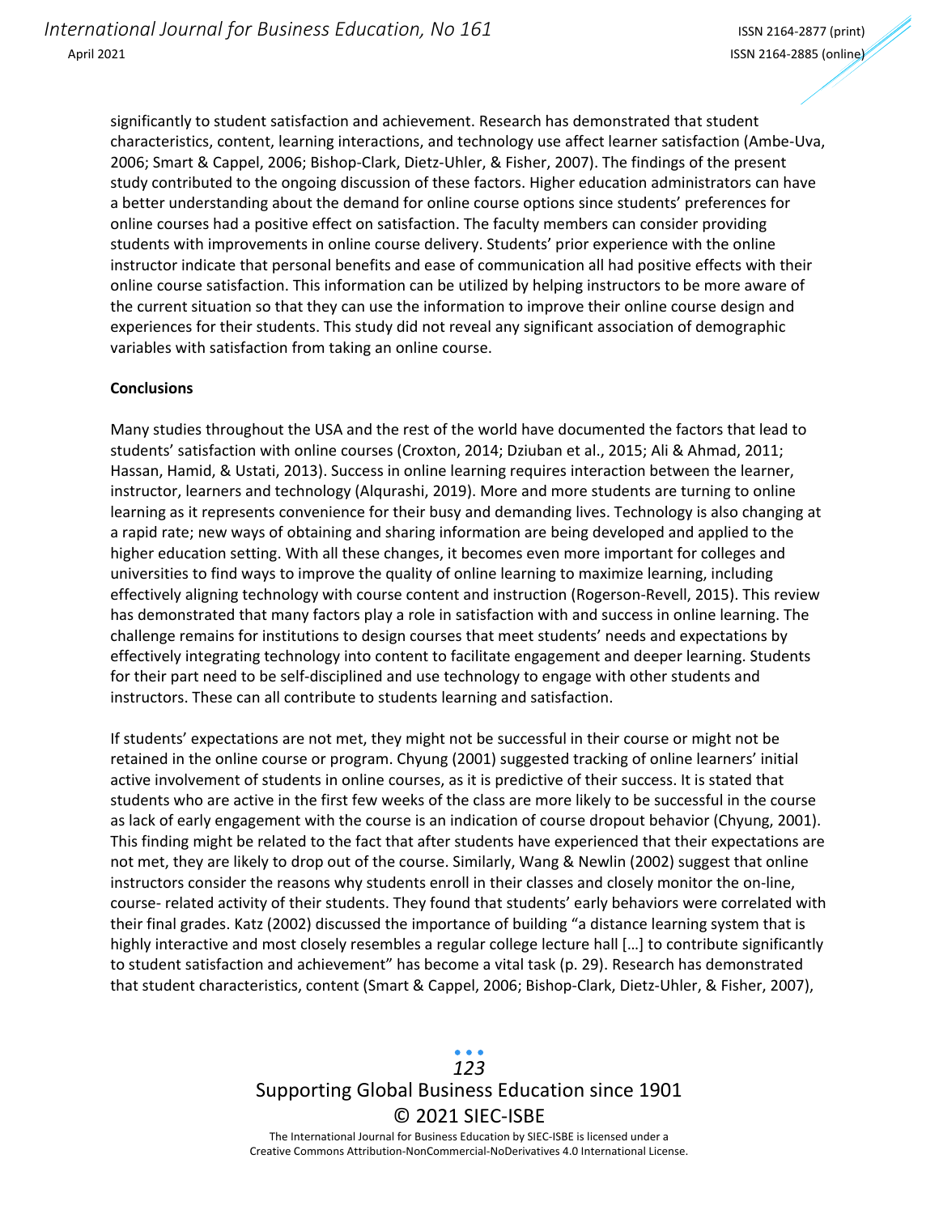significantly to student satisfaction and achievement. Research has demonstrated that student characteristics, content, learning interactions, and technology use affect learner satisfaction (Ambe-Uva, 2006; Smart & Cappel, 2006; Bishop-Clark, Dietz-Uhler, & Fisher, 2007). The findings of the present study contributed to the ongoing discussion of these factors. Higher education administrators can have a better understanding about the demand for online course options since students' preferences for online courses had a positive effect on satisfaction. The faculty members can consider providing students with improvements in online course delivery. Students' prior experience with the online instructor indicate that personal benefits and ease of communication all had positive effects with their online course satisfaction. This information can be utilized by helping instructors to be more aware of the current situation so that they can use the information to improve their online course design and experiences for their students. This study did not reveal any significant association of demographic variables with satisfaction from taking an online course.

**Conclusions**

Many studies throughout the USA and the rest of the world have documented the factors that lead to students' satisfaction with online courses (Croxton, 2014; Dziuban et al., 2015; Ali & Ahmad, 2011; Hassan, Hamid, & Ustati, 2013). Success in online learning requires interaction between the learner, instructor, learners and technology (Alqurashi, 2019). More and more students are turning to online learning as it represents convenience for their busy and demanding lives. Technology is also changing at a rapid rate; new ways of obtaining and sharing information are being developed and applied to the higher education setting. With all these changes, it becomes even more important for colleges and universities to find ways to improve the quality of online learning to maximize learning, including effectively aligning technology with course content and instruction (Rogerson-Revell, 2015). This review has demonstrated that many factors play a role in satisfaction with and success in online learning. The challenge remains for institutions to design courses that meet students' needs and expectations by effectively integrating technology into content to facilitate engagement and deeper learning. Students for their part need to be self-disciplined and use technology to engage with other students and instructors. These can all contribute to students learning and satisfaction.

If students' expectations are not met, they might not be successful in their course or might not be retained in the online course or program. Chyung (2001) suggested tracking of online learners' initial active involvement of students in online courses, as it is predictive of their success. It is stated that students who are active in the first few weeks of the class are more likely to be successful in the course as lack of early engagement with the course is an indication of course dropout behavior (Chyung, 2001). This finding might be related to the fact that after students have experienced that their expectations are not met, they are likely to drop out of the course. Similarly, Wang & Newlin (2002) suggest that online instructors consider the reasons why students enroll in their classes and closely monitor the on-line, course- related activity of their students. They found that students' early behaviors were correlated with their final grades. Katz (2002) discussed the importance of building "a distance learning system that is highly interactive and most closely resembles a regular college lecture hall [...] to contribute significantly to student satisfaction and achievement" has become a vital task (p. 29). Research has demonstrated that student characteristics, content (Smart & Cappel, 2006; Bishop-Clark, Dietz-Uhler, & Fisher, 2007),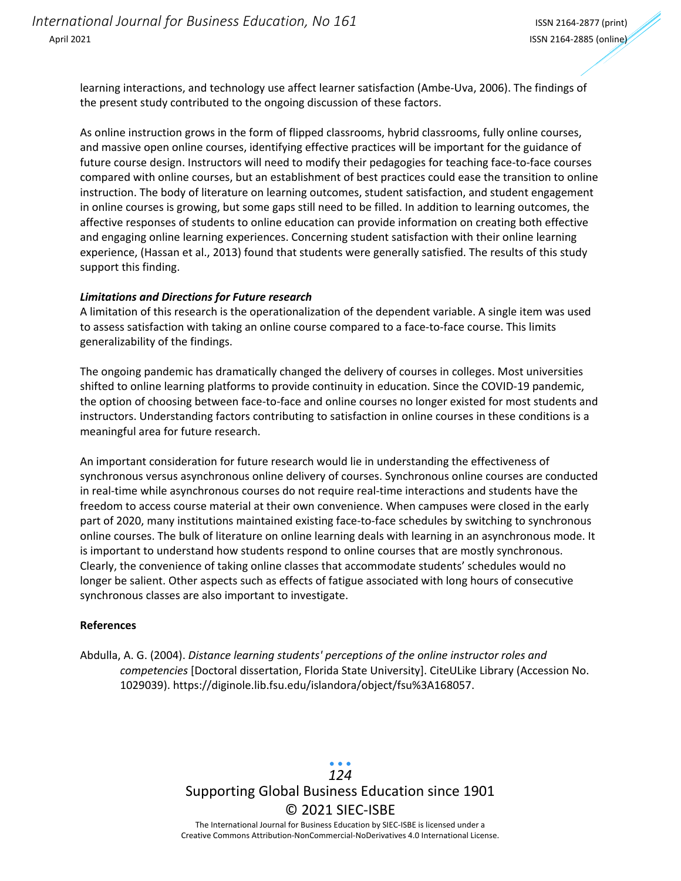learning interactions, and technology use affect learner satisfaction (Ambe-Uva, 2006). The findings of the present study contributed to the ongoing discussion of these factors.

As online instruction grows in the form of flipped classrooms, hybrid classrooms, fully online courses, and massive open online courses, identifying effective practices will be important for the guidance of future course design. Instructors will need to modify their pedagogies for teaching face-to-face courses compared with online courses, but an establishment of best practices could ease the transition to online instruction. The body of literature on learning outcomes, student satisfaction, and student engagement in online courses is growing, but some gaps still need to be filled. In addition to learning outcomes, the affective responses of students to online education can provide information on creating both effective and engaging online learning experiences. Concerning student satisfaction with their online learning experience, (Hassan et al., 2013) found that students were generally satisfied. The results of this study support this finding.

### *Limitations and Directions for Future research*

A limitation of this research is the operationalization of the dependent variable. A single item was used to assess satisfaction with taking an online course compared to a face-to-face course. This limits generalizability of the findings.

The ongoing pandemic has dramatically changed the delivery of courses in colleges. Most universities shifted to online learning platforms to provide continuity in education. Since the COVID-19 pandemic, the option of choosing between face-to-face and online courses no longer existed for most students and instructors. Understanding factors contributing to satisfaction in online courses in these conditions is a meaningful area for future research.

An important consideration for future research would lie in understanding the effectiveness of synchronous versus asynchronous online delivery of courses. Synchronous online courses are conducted in real-time while asynchronous courses do not require real-time interactions and students have the freedom to access course material at their own convenience. When campuses were closed in the early part of 2020, many institutions maintained existing face-to-face schedules by switching to synchronous online courses. The bulk of literature on online learning deals with learning in an asynchronous mode. It is important to understand how students respond to online courses that are mostly synchronous. Clearly, the convenience of taking online classes that accommodate students' schedules would no longer be salient. Other aspects such as effects of fatigue associated with long hours of consecutive synchronous classes are also important to investigate.

## References

Abdulla, A. G. (2004). *Distance learning students' perceptions of the online instructor roles and competencies* [Doctoral dissertation, Florida State University]. CiteULike Library (Accession No. 1029039). https://diginole.lib.fsu.edu/islandora/object/fsu%3A168057.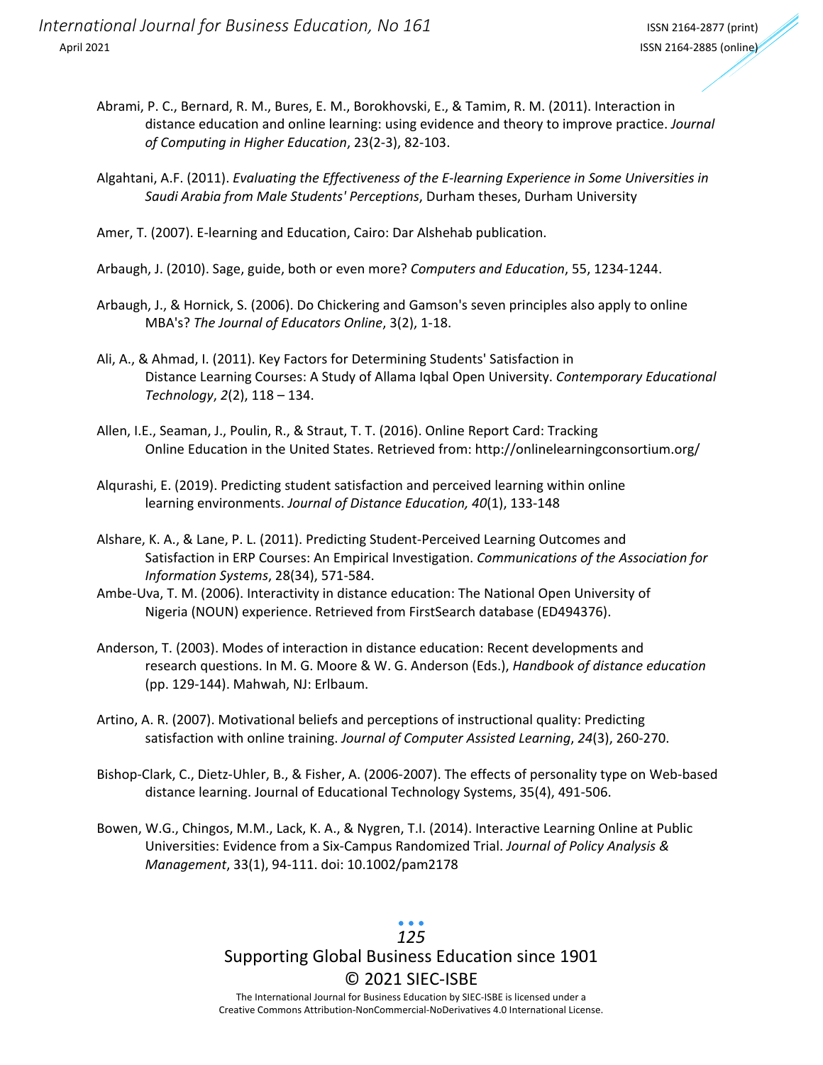Abrami, P. C., Bernard, R. M., Bures, E. M., Borokhovski, E., & Tamim, R. M. (2011). Interaction in distance education and online learning: using evidence and theory to improve practice. *Journal of Computing in Higher Education*, 23(2-3), 82-103.

Algahtani, A.F. (2011). *Evaluating the Effectiveness of the E-learning Experience in Some Universities in Saudi Arabia from Male Students' Perceptions*, Durham theses, Durham University

Amer, T. (2007). E-learning and Education, Cairo: Dar Alshehab publication.

Arbaugh, J. (2010). Sage, guide, both or even more? *Computers and Education*, 55, 1234-1244.

Arbaugh, J., & Hornick, S. (2006). Do Chickering and Gamson's seven principles also apply to online MBA's? *The Journal of Educators Online*, 3(2), 1-18.

Ali, A., & Ahmad, I. (2011). Key Factors for Determining Students' Satisfaction in Distance Learning Courses: A Study of Allama Iqbal Open University. *Contemporary Educational Technology*, *2*(2), 118 – 134.

Allen, I.E., Seaman, J., Poulin, R., & Straut, T. T. (2016). Online Report Card: Tracking Online Education in the United States. Retrieved from: http://onlinelearningconsortium.org/

Alqurashi, E. (2019). Predicting student satisfaction and perceived learning within online learning environments. *Journal of Distance Education, 40*(1), 133-148

Alshare, K. A., & Lane, P. L. (2011). Predicting Student-Perceived Learning Outcomes and Satisfaction in ERP Courses: An Empirical Investigation. *Communications of the Association for Information Systems*, 28(34), 571-584.

Ambe-Uva, T. M. (2006). Interactivity in distance education: The National Open University of Nigeria (NOUN) experience. Retrieved from FirstSearch database (ED494376).

Anderson, T. (2003). Modes of interaction in distance education: Recent developments and research questions. In M. G. Moore & W. G. Anderson (Eds.), *Handbook of distance education* (pp. 129-144). Mahwah, NJ: Erlbaum.

Artino, A. R. (2007). Motivational beliefs and perceptions of instructional quality: Predicting satisfaction with online training. *Journal of Computer Assisted Learning*, *24*(3), 260-270.

Bishop-Clark, C., Dietz-Uhler, B., & Fisher, A. (2006-2007). The effects of personality type on Web-based distance learning. Journal of Educational Technology Systems, 35(4), 491-506.

Bowen, W.G., Chingos, M.M., Lack, K. A., & Nygren, T.I. (2014). Interactive Learning Online at Public Universities: Evidence from a Six-Campus Randomized Trial. *Journal of Policy Analysis & Management*, 33(1), 94-111. doi: 10.1002/pam2178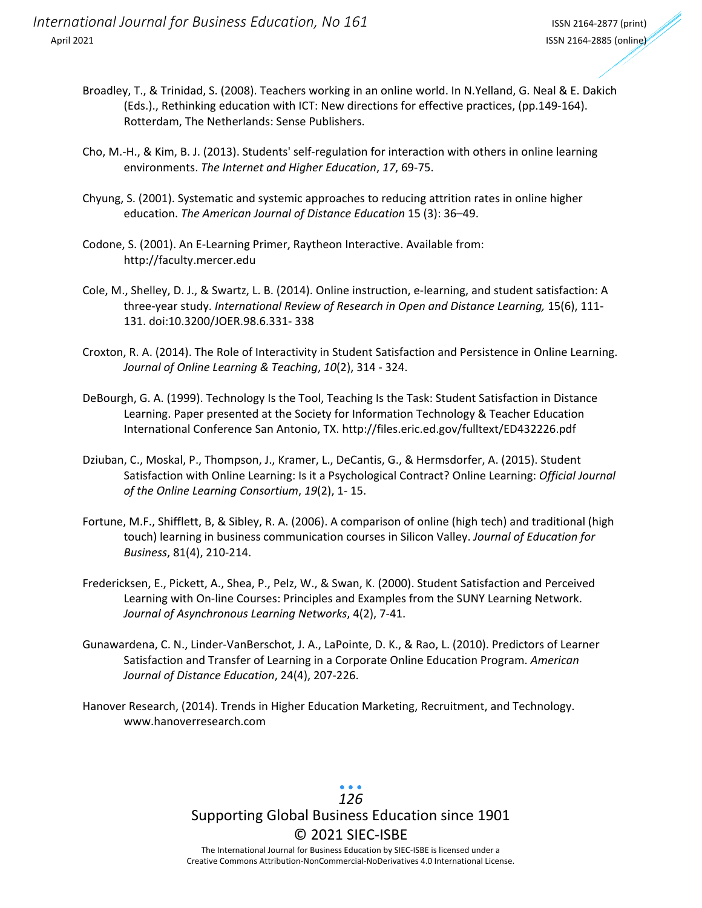Broadley, T., & Trinidad, S. (2008). Teachers working in an online world. In N.Yelland, G. Neal & E. Dakich (Eds.)., Rethinking education with ICT: New directions for effective practices, (pp.149-164). Rotterdam, The Netherlands: Sense Publishers.

Cho, M.-H., & Kim, B. J. (2013). Students' self-regulation for interaction with others in online learning environments. *The Internet and Higher Education*, *17*, 69-75.

Chyung, S. (2001). Systematic and systemic approaches to reducing attrition rates in online higher education. *The American Journal of Distance Education* 15 (3): 36–49.

Codone, S. (2001). An E-Learning Primer, Raytheon Interactive. Available from: http://faculty.mercer.edu

Cole, M., Shelley, D. J., & Swartz, L. B. (2014). Online instruction, e-learning, and student satisfaction: A three-year study. *International Review of Research in Open and Distance Learning,* 15(6), 111-131. doi:10.3200/JOER.98.6.331- 338

Croxton, R. A. (2014). The Role of Interactivity in Student Satisfaction and Persistence in Online Learning. *Journal of Online Learning & Teaching*, *10*(2), 314 - 324.

DeBourgh, G. A. (1999). Technology Is the Tool, Teaching Is the Task: Student Satisfaction in Distance Learning. Paper presented at the Society for Information Technology & Teacher Education International Conference San Antonio, TX. http://files.eric.ed.gov/fulltext/ED432226.pdf

Dziuban, C., Moskal, P., Thompson, J., Kramer, L., DeCantis, G., & Hermsdorfer, A. (2015). Student Satisfaction with Online Learning: Is it a Psychological Contract? Online Learning: *Official Journal of the Online Learning Consortium*, *19*(2), 1- 15.

Fortune, M.F., Shifflett, B, & Sibley, R. A. (2006). A comparison of online (high tech) and traditional (high touch) learning in business communication courses in Silicon Valley. *Journal of Education for Business*, 81(4), 210-214.

Fredericksen, E., Pickett, A., Shea, P., Pelz, W., & Swan, K. (2000). Student Satisfaction and Perceived Learning with On-line Courses: Principles and Examples from the SUNY Learning Network. *Journal of Asynchronous Learning Networks*, 4(2), 7-41.

Gunawardena, C. N., Linder-VanBerschot, J. A., LaPointe, D. K., & Rao, L. (2010). Predictors of Learner Satisfaction and Transfer of Learning in a Corporate Online Education Program. *American Journal of Distance Education*, 24(4), 207-226.

Hanover Research, (2014). Trends in Higher Education Marketing, Recruitment, and Technology. www.hanoverresearch.com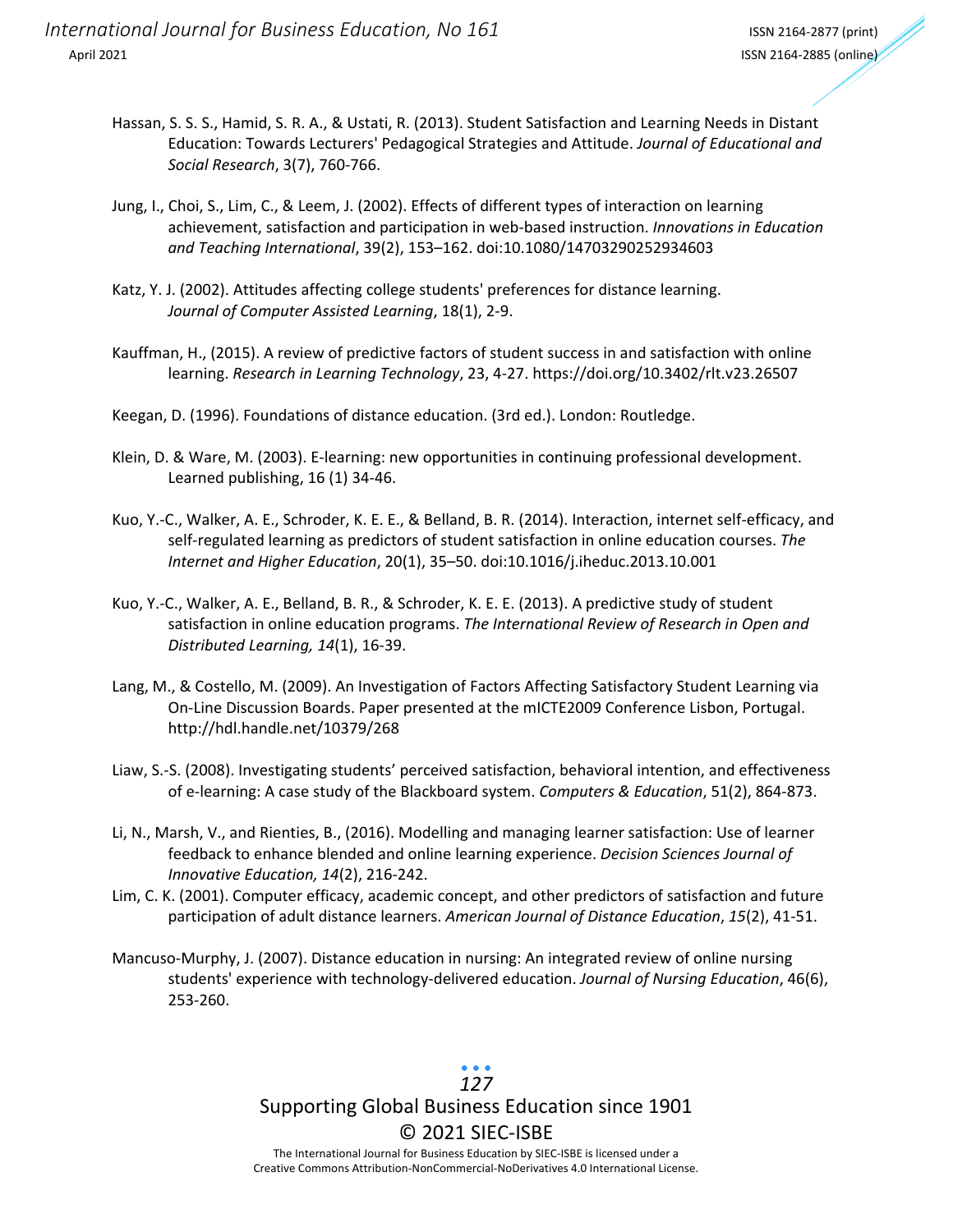Hassan, S. S. S., Hamid, S. R. A., & Ustati, R. (2013). Student Satisfaction and Learning Needs in Distant Education: Towards Lecturers' Pedagogical Strategies and Attitude. *Journal of Educational and Social Research*, 3(7), 760-766.

Jung, I., Choi, S., Lim, C., & Leem, J. (2002). Effects of different types of interaction on learning achievement, satisfaction and participation in web-based instruction. *Innovations in Education and Teaching International*, 39(2), 153–162. doi:10.1080/14703290252934603

Katz, Y. J. (2002). Attitudes affecting college students' preferences for distance learning. *Journal of Computer Assisted Learning*, 18(1), 2-9.

Kauffman, H., (2015). A review of predictive factors of student success in and satisfaction with online learning. *Research in Learning Technology*, 23, 4-27. https://doi.org/10.3402/rlt.v23.26507

Keegan, D. (1996). Foundations of distance education. (3rd ed.). London: Routledge.

Klein, D. & Ware, M. (2003). E-learning: new opportunities in continuing professional development. Learned publishing, 16 (1) 34-46.

Kuo, Y.-C., Walker, A. E., Schroder, K. E. E., & Belland, B. R. (2014). Interaction, internet self-efficacy, and self-regulated learning as predictors of student satisfaction in online education courses. *The Internet and Higher Education*, 20(1), 35–50. doi:10.1016/j.iheduc.2013.10.001

Kuo, Y.-C., Walker, A. E., Belland, B. R., & Schroder, K. E. E. (2013). A predictive study of student satisfaction in online education programs. *The International Review of Research in Open and Distributed Learning, 14*(1), 16-39.

Lang, M., & Costello, M. (2009). An Investigation of Factors Affecting Satisfactory Student Learning via On-Line Discussion Boards. Paper presented at the mICTE2009 Conference Lisbon, Portugal. http://hdl.handle.net/10379/268

Liaw, S.-S. (2008). Investigating students' perceived satisfaction, behavioral intention, and effectiveness of e-learning: A case study of the Blackboard system. *Computers & Education*, 51(2), 864-873.

Li, N., Marsh, V., and Rienties, B., (2016). Modelling and managing learner satisfaction: Use of learner feedback to enhance blended and online learning experience. *Decision Sciences Journal of Innovative Education, 14*(2), 216-242.

Lim, C. K. (2001). Computer efficacy, academic concept, and other predictors of satisfaction and future participation of adult distance learners. *American Journal of Distance Education*, *15*(2), 41-51.

Mancuso-Murphy, J. (2007). Distance education in nursing: An integrated review of online nursing students' experience with technology-delivered education. *Journal of Nursing Education*, 46(6), 253-260.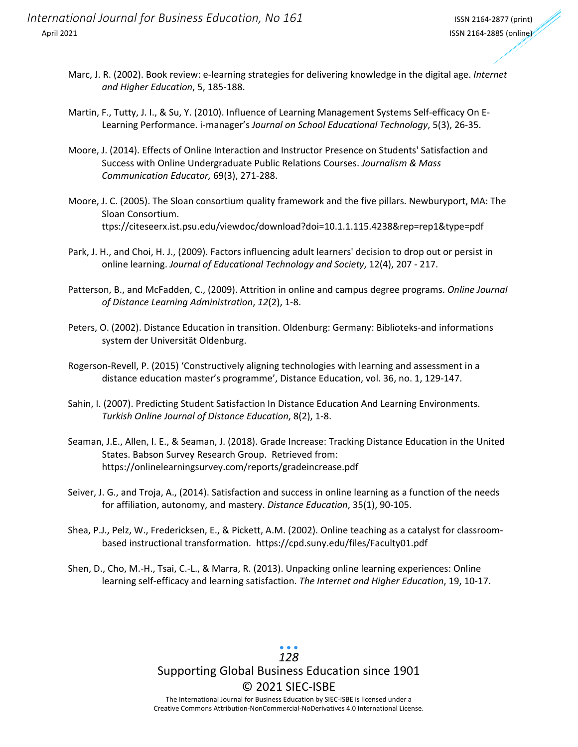Marc, J. R. (2002). Book review: e-learning strategies for delivering knowledge in the digital age. *Internet and Higher Education*, 5, 185-188.

Martin, F., Tutty, J. I., & Su, Y. (2010). Influence of Learning Management Systems Self-efficacy On E-Learning Performance. i-manager's *Journal on School Educational Technology*, 5(3), 26-35.

Moore, J. (2014). Effects of Online Interaction and Instructor Presence on Students' Satisfaction and Success with Online Undergraduate Public Relations Courses. *Journalism & Mass Communication Educator,* 69(3), 271-288.

Moore, J. C. (2005). The Sloan consortium quality framework and the five pillars. Newburyport, MA: The Sloan Consortium. ttps://citeseerx.ist.psu.edu/viewdoc/download?doi=10.1.1.115.4238&rep=rep1&type=pdf

Park, J. H., and Choi, H. J., (2009). Factors influencing adult learners' decision to drop out or persist in online learning. *Journal of Educational Technology and Society*, 12(4), 207 - 217.

Patterson, B., and McFadden, C., (2009). Attrition in online and campus degree programs. *Online Journal of Distance Learning Administration*, *12*(2), 1-8.

Peters, O. (2002). Distance Education in transition. Oldenburg: Germany: Biblioteks-and informations system der Universität Oldenburg.

Rogerson-Revell, P. (2015) 'Constructively aligning technologies with learning and assessment in a distance education master's programme', Distance Education, vol. 36, no. 1, 129-147.

Sahin, I. (2007). Predicting Student Satisfaction In Distance Education And Learning Environments. *Turkish Online Journal of Distance Education*, 8(2), 1-8.

Seaman, J.E., Allen, I. E., & Seaman, J. (2018). Grade Increase: Tracking Distance Education in the United States. Babson Survey Research Group. Retrieved from: https://onlinelearningsurvey.com/reports/gradeincrease.pdf

Seiver, J. G., and Troja, A., (2014). Satisfaction and success in online learning as a function of the needs for affiliation, autonomy, and mastery. *Distance Education*, 35(1), 90-105.

Shea, P.J., Pelz, W., Fredericksen, E., & Pickett, A.M. (2002). Online teaching as a catalyst for classroom-based instructional transformation. https://cpd.suny.edu/files/Faculty01.pdf

Shen, D., Cho, M.-H., Tsai, C.-L., & Marra, R. (2013). Unpacking online learning experiences: Online learning self-efficacy and learning satisfaction. *The Internet and Higher Education*, 19, 10-17.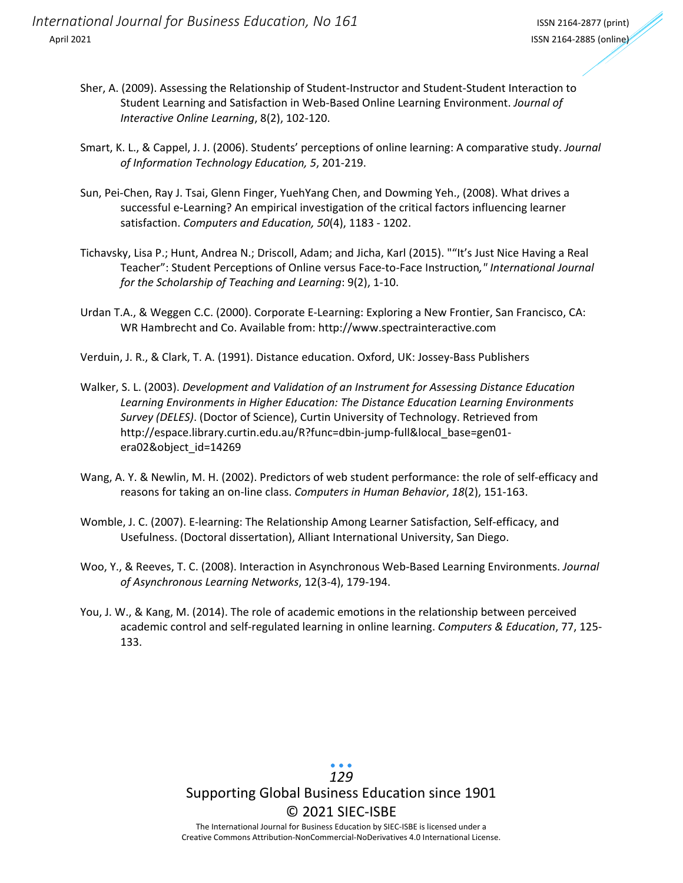Sher, A. (2009). Assessing the Relationship of Student-Instructor and Student-Student Interaction to Student Learning and Satisfaction in Web-Based Online Learning Environment. *Journal of Interactive Online Learning*, 8(2), 102-120.

Smart, K. L., & Cappel, J. J. (2006). Students' perceptions of online learning: A comparative study. *Journal of Information Technology Education, 5*, 201-219.

Sun, Pei-Chen, Ray J. Tsai, Glenn Finger, YuehYang Chen, and Dowming Yeh., (2008). What drives a successful e-Learning? An empirical investigation of the critical factors influencing learner satisfaction. *Computers and Education, 50*(4), 1183 - 1202.

Tichavsky, Lisa P.; Hunt, Andrea N.; Driscoll, Adam; and Jicha, Karl (2015). "“It's Just Nice Having a Real Teacher”: Student Perceptions of Online versus Face-to-Face Instruction," *International Journal for the Scholarship of Teaching and Learning*: 9(2), 1-10.

Urdan T.A., & Weggen C.C. (2000). Corporate E-Learning: Exploring a New Frontier, San Francisco, CA: WR Hambrecht and Co. Available from: http://www.spectrainteractive.com

Verduin, J. R., & Clark, T. A. (1991). Distance education. Oxford, UK: Jossey-Bass Publishers

Walker, S. L. (2003). *Development and Validation of an Instrument for Assessing Distance Education Learning Environments in Higher Education: The Distance Education Learning Environments Survey (DELES)*. (Doctor of Science), Curtin University of Technology. Retrieved from http://espace.library.curtin.edu.au/R?func=dbin-jump-full&local_base=gen01-era02&object_id=14269

Wang, A. Y. & Newlin, M. H. (2002). Predictors of web student performance: the role of self-efficacy and reasons for taking an on-line class. *Computers in Human Behavior*, *18*(2), 151-163.

Womble, J. C. (2007). E-learning: The Relationship Among Learner Satisfaction, Self-efficacy, and Usefulness. (Doctoral dissertation), Alliant International University, San Diego.

Woo, Y., & Reeves, T. C. (2008). Interaction in Asynchronous Web-Based Learning Environments. *Journal of Asynchronous Learning Networks*, 12(3-4), 179-194.

You, J. W., & Kang, M. (2014). The role of academic emotions in the relationship between perceived academic control and self-regulated learning in online learning. *Computers & Education*, 77, 125-133.